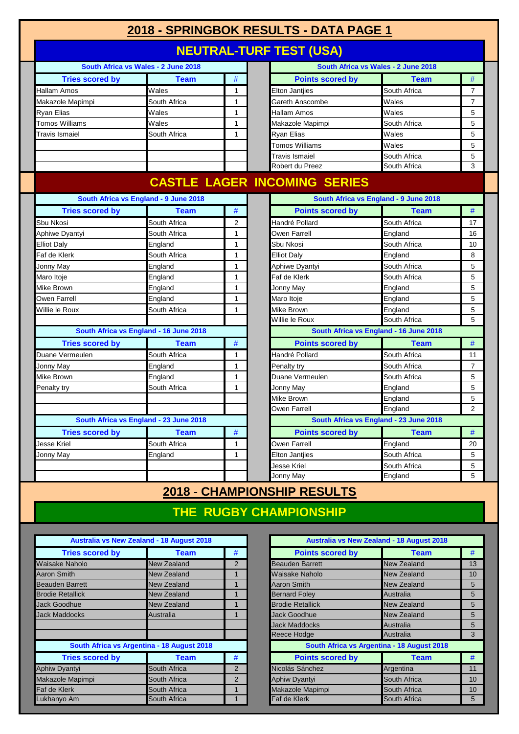# 2018 - SPRINGBOK RESULTS - DATA PAGE 1

## NEUTRAL-TURF TEST (USA)

**South Africa vs Wales - 2 June 2018**

| Tries scored by | Team | # |
|---|---|---|
| Hallam Amos | Wales | 1 |
| Makazole Mapimpi | South Africa | 1 |
| Ryan Elias | Wales | 1 |
| Tomos Williams | Wales | 1 |
| Travis Ismaiel | South Africa | 1 |

**South Africa vs Wales - 2 June 2018**

| Points scored by | Team | # |
|---|---|---|
| Elton Jantjies | South Africa | 7 |
| Gareth Anscombe | Wales | 7 |
| Hallam Amos | Wales | 5 |
| Makazole Mapimpi | South Africa | 5 |
| Ryan Elias | Wales | 5 |
| Tomos Williams | Wales | 5 |
| Travis Ismaiel | South Africa | 5 |
| Robert du Preez | South Africa | 3 |

## CASTLE LAGER INCOMING SERIES

**South Africa vs England - 9 June 2018**

| Tries scored by | Team | # |
|---|---|---|
| Sbu Nkosi | South Africa | 2 |
| Aphiwe Dyantyi | South Africa | 1 |
| Elliot Daly | England | 1 |
| Faf de Klerk | South Africa | 1 |
| Jonny May | England | 1 |
| Maro Itoje | England | 1 |
| Mike Brown | England | 1 |
| Owen Farrell | England | 1 |
| Willie le Roux | South Africa | 1 |

**South Africa vs England - 9 June 2018**

| Points scored by | Team | # |
|---|---|---|
| Handré Pollard | South Africa | 17 |
| Owen Farrell | England | 16 |
| Sbu Nkosi | South Africa | 10 |
| Elliot Daly | England | 8 |
| Aphiwe Dyantyi | South Africa | 5 |
| Faf de Klerk | South Africa | 5 |
| Jonny May | England | 5 |
| Maro Itoje | England | 5 |
| Mike Brown | England | 5 |
| Willie le Roux | South Africa | 5 |

**South Africa vs England - 16 June 2018**

| Tries scored by | Team | # |
|---|---|---|
| Duane Vermeulen | South Africa | 1 |
| Jonny May | England | 1 |
| Mike Brown | England | 1 |
| Penalty try | South Africa | 1 |

**South Africa vs England - 16 June 2018**

| Points scored by | Team | # |
|---|---|---|
| Handré Pollard | South Africa | 11 |
| Penalty try | South Africa | 7 |
| Duane Vermeulen | South Africa | 5 |
| Jonny May | England | 5 |
| Mike Brown | England | 5 |
| Owen Farrell | England | 2 |

**South Africa vs England - 23 June 2018**

| Tries scored by | Team | # |
|---|---|---|
| Jesse Kriel | South Africa | 1 |
| Jonny May | England | 1 |

**South Africa vs England - 23 June 2018**

| Points scored by | Team | # |
|---|---|---|
| Owen Farrell | England | 20 |
| Elton Jantjies | South Africa | 5 |
| Jesse Kriel | South Africa | 5 |
| Jonny May | England | 5 |

# 2018 - CHAMPIONSHIP RESULTS

## THE RUGBY CHAMPIONSHIP

**Australia vs New Zealand - 18 August 2018**

| Tries scored by | Team | # |
|---|---|---|
| Waisake Naholo | New Zealand | 2 |
| Aaron Smith | New Zealand | 1 |
| Beauden Barrett | New Zealand | 1 |
| Brodie Retallick | New Zealand | 1 |
| Jack Goodhue | New Zealand | 1 |
| Jack Maddocks | Australia | 1 |

**Australia vs New Zealand - 18 August 2018**

| Points scored by | Team | # |
|---|---|---|
| Beauden Barrett | New Zealand | 13 |
| Waisake Naholo | New Zealand | 10 |
| Aaron Smith | New Zealand | 5 |
| Bernard Foley | Australia | 5 |
| Brodie Retallick | New Zealand | 5 |
| Jack Goodhue | New Zealand | 5 |
| Jack Maddocks | Australia | 5 |
| Reece Hodge | Australia | 3 |

**South Africa vs Argentina - 18 August 2018**

| Tries scored by | Team | # |
|---|---|---|
| Aphiw Dyantyi | South Africa | 2 |
| Makazole Mapimpi | South Africa | 2 |
| Faf de Klerk | South Africa | 1 |
| Lukhanyo Am | South Africa | 1 |

**South Africa vs Argentina - 18 August 2018**

| Points scored by | Team | # |
|---|---|---|
| Nicolás Sánchez | Argentina | 11 |
| Aphiw Dyantyi | South Africa | 10 |
| Makazole Mapimpi | South Africa | 10 |
| Faf de Klerk | South Africa | 5 |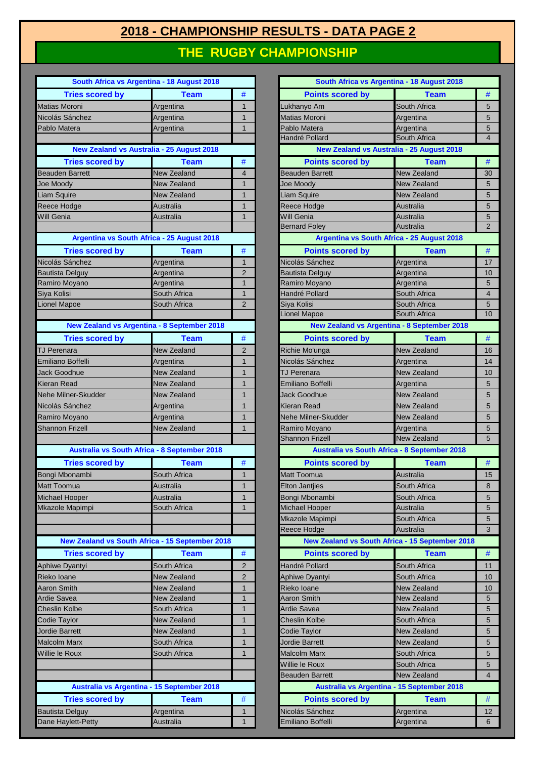# 2018 - CHAMPIONSHIP RESULTS - DATA PAGE 2

## THE RUGBY CHAMPIONSHIP

### South Africa vs Argentina - 18 August 2018

| Tries scored by | Team | # |
|---|---|---|
| Matias Moroni | Argentina | 1 |
| Nicolás Sánchez | Argentina | 1 |
| Pablo Matera | Argentina | 1 |

| Points scored by | Team | # |
|---|---|---|
| Lukhanyo Am | South Africa | 5 |
| Matias Moroni | Argentina | 5 |
| Pablo Matera | Argentina | 5 |
| Handré Pollard | South Africa | 4 |

### New Zealand vs Australia - 25 August 2018

| Tries scored by | Team | # |
|---|---|---|
| Beauden Barrett | New Zealand | 4 |
| Joe Moody | New Zealand | 1 |
| Liam Squire | New Zealand | 1 |
| Reece Hodge | Australia | 1 |
| Will Genia | Australia | 1 |

| Points scored by | Team | # |
|---|---|---|
| Beauden Barrett | New Zealand | 30 |
| Joe Moody | New Zealand | 5 |
| Liam Squire | New Zealand | 5 |
| Reece Hodge | Australia | 5 |
| Will Genia | Australia | 5 |
| Bernard Foley | Australia | 2 |

### Argentina vs South Africa - 25 August 2018

| Tries scored by | Team | # |
|---|---|---|
| Nicolás Sánchez | Argentina | 1 |
| Bautista Delguy | Argentina | 2 |
| Ramiro Moyano | Argentina | 1 |
| Siya Kolisi | South Africa | 1 |
| Lionel Mapoe | South Africa | 2 |

| Points scored by | Team | # |
|---|---|---|
| Nicolás Sánchez | Argentina | 17 |
| Bautista Delguy | Argentina | 10 |
| Ramiro Moyano | Argentina | 5 |
| Handré Pollard | South Africa | 4 |
| Siya Kolisi | South Africa | 5 |
| Lionel Mapoe | South Africa | 10 |

### New Zealand vs Argentina - 8 September 2018

| Tries scored by | Team | # |
|---|---|---|
| TJ Perenara | New Zealand | 2 |
| Emiliano Boffelli | Argentina | 1 |
| Jack Goodhue | New Zealand | 1 |
| Kieran Read | New Zealand | 1 |
| Nehe Milner-Skudder | New Zealand | 1 |
| Nicolás Sánchez | Argentina | 1 |
| Ramiro Moyano | Argentina | 1 |
| Shannon Frizell | New Zealand | 1 |

| Points scored by | Team | # |
|---|---|---|
| Richie Mo'unga | New Zealand | 16 |
| Nicolás Sánchez | Argentina | 14 |
| TJ Perenara | New Zealand | 10 |
| Emiliano Boffelli | Argentina | 5 |
| Jack Goodhue | New Zealand | 5 |
| Kieran Read | New Zealand | 5 |
| Nehe Milner-Skudder | New Zealand | 5 |
| Ramiro Moyano | Argentina | 5 |
| Shannon Frizell | New Zealand | 5 |

### Australia vs South Africa - 8 September 2018

| Tries scored by | Team | # |
|---|---|---|
| Bongi Mbonambi | South Africa | 1 |
| Matt Toomua | Australia | 1 |
| Michael Hooper | Australia | 1 |
| Mkazole Mapimpi | South Africa | 1 |

| Points scored by | Team | # |
|---|---|---|
| Matt Toomua | Australia | 15 |
| Elton Jantjies | South Africa | 8 |
| Bongi Mbonambi | South Africa | 5 |
| Michael Hooper | Australia | 5 |
| Mkazole Mapimpi | South Africa | 5 |
| Reece Hodge | Australia | 3 |

### New Zealand vs South Africa - 15 September 2018

| Tries scored by | Team | # |
|---|---|---|
| Aphiwe Dyantyi | South Africa | 2 |
| Rieko Ioane | New Zealand | 2 |
| Aaron Smith | New Zealand | 1 |
| Ardie Savea | New Zealand | 1 |
| Cheslin Kolbe | South Africa | 1 |
| Codie Taylor | New Zealand | 1 |
| Jordie Barrett | New Zealand | 1 |
| Malcolm Marx | South Africa | 1 |
| Willie le Roux | South Africa | 1 |

| Points scored by | Team | # |
|---|---|---|
| Handré Pollard | South Africa | 11 |
| Aphiwe Dyantyi | South Africa | 10 |
| Rieko Ioane | New Zealand | 10 |
| Aaron Smith | New Zealand | 5 |
| Ardie Savea | New Zealand | 5 |
| Cheslin Kolbe | South Africa | 5 |
| Codie Taylor | New Zealand | 5 |
| Jordie Barrett | New Zealand | 5 |
| Malcolm Marx | South Africa | 5 |
| Willie le Roux | South Africa | 5 |
| Beauden Barrett | New Zealand | 4 |

### Australia vs Argentina - 15 September 2018

| Tries scored by | Team | # |
|---|---|---|
| Bautista Delguy | Argentina | 1 |
| Dane Haylett-Petty | Australia | 1 |

| Points scored by | Team | # |
|---|---|---|
| Nicolás Sánchez | Argentina | 12 |
| Emiliano Boffelli | Argentina | 6 |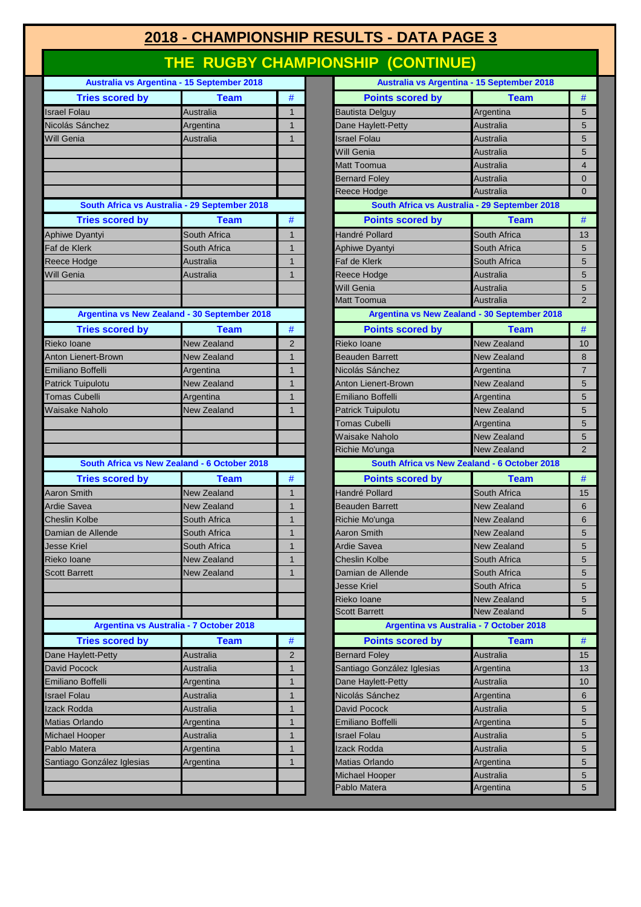# 2018 - CHAMPIONSHIP RESULTS - DATA PAGE 3

## THE RUGBY CHAMPIONSHIP (CONTINUE)

### Australia vs Argentina - 15 September 2018

| Tries scored by | Team | # |
|---|---|---|
| Israel Folau | Australia | 1 |
| Nicolás Sánchez | Argentina | 1 |
| Will Genia | Australia | 1 |

| Points scored by | Team | # |
|---|---|---|
| Bautista Delguy | Argentina | 5 |
| Dane Haylett-Petty | Australia | 5 |
| Israel Folau | Australia | 5 |
| Will Genia | Australia | 5 |
| Matt Toomua | Australia | 4 |
| Bernard Foley | Australia | 0 |
| Reece Hodge | Australia | 0 |

### South Africa vs Australia - 29 September 2018

| Tries scored by | Team | # |
|---|---|---|
| Aphiwe Dyantyi | South Africa | 1 |
| Faf de Klerk | South Africa | 1 |
| Reece Hodge | Australia | 1 |
| Will Genia | Australia | 1 |

| Points scored by | Team | # |
|---|---|---|
| Handré Pollard | South Africa | 13 |
| Aphiwe Dyantyi | South Africa | 5 |
| Faf de Klerk | South Africa | 5 |
| Reece Hodge | Australia | 5 |
| Will Genia | Australia | 5 |
| Matt Toomua | Australia | 2 |

### Argentina vs New Zealand - 30 September 2018

| Tries scored by | Team | # |
|---|---|---|
| Rieko Ioane | New Zealand | 2 |
| Anton Lienert-Brown | New Zealand | 1 |
| Emiliano Boffelli | Argentina | 1 |
| Patrick Tuipulotu | New Zealand | 1 |
| Tomas Cubelli | Argentina | 1 |
| Waisake Naholo | New Zealand | 1 |

| Points scored by | Team | # |
|---|---|---|
| Rieko Ioane | New Zealand | 10 |
| Beauden Barrett | New Zealand | 8 |
| Nicolás Sánchez | Argentina | 7 |
| Anton Lienert-Brown | New Zealand | 5 |
| Emiliano Boffelli | Argentina | 5 |
| Patrick Tuipulotu | New Zealand | 5 |
| Tomas Cubelli | Argentina | 5 |
| Waisake Naholo | New Zealand | 5 |
| Richie Mo'unga | New Zealand | 2 |

### South Africa vs New Zealand - 6 October 2018

| Tries scored by | Team | # |
|---|---|---|
| Aaron Smith | New Zealand | 1 |
| Ardie Savea | New Zealand | 1 |
| Cheslin Kolbe | South Africa | 1 |
| Damian de Allende | South Africa | 1 |
| Jesse Kriel | South Africa | 1 |
| Rieko Ioane | New Zealand | 1 |
| Scott Barrett | New Zealand | 1 |

| Points scored by | Team | # |
|---|---|---|
| Handré Pollard | South Africa | 15 |
| Beauden Barrett | New Zealand | 6 |
| Richie Mo'unga | New Zealand | 6 |
| Aaron Smith | New Zealand | 5 |
| Ardie Savea | New Zealand | 5 |
| Cheslin Kolbe | South Africa | 5 |
| Damian de Allende | South Africa | 5 |
| Jesse Kriel | South Africa | 5 |
| Rieko Ioane | New Zealand | 5 |
| Scott Barrett | New Zealand | 5 |

### Argentina vs Australia - 7 October 2018

| Tries scored by | Team | # |
|---|---|---|
| Dane Haylett-Petty | Australia | 2 |
| David Pocock | Australia | 1 |
| Emiliano Boffelli | Argentina | 1 |
| Israel Folau | Australia | 1 |
| Izack Rodda | Australia | 1 |
| Matias Orlando | Argentina | 1 |
| Michael Hooper | Australia | 1 |
| Pablo Matera | Argentina | 1 |
| Santiago González Iglesias | Argentina | 1 |

| Points scored by | Team | # |
|---|---|---|
| Bernard Foley | Australia | 15 |
| Santiago González Iglesias | Argentina | 13 |
| Dane Haylett-Petty | Australia | 10 |
| Nicolás Sánchez | Argentina | 6 |
| David Pocock | Australia | 5 |
| Emiliano Boffelli | Argentina | 5 |
| Israel Folau | Australia | 5 |
| Izack Rodda | Australia | 5 |
| Matias Orlando | Argentina | 5 |
| Michael Hooper | Australia | 5 |
| Pablo Matera | Argentina | 5 |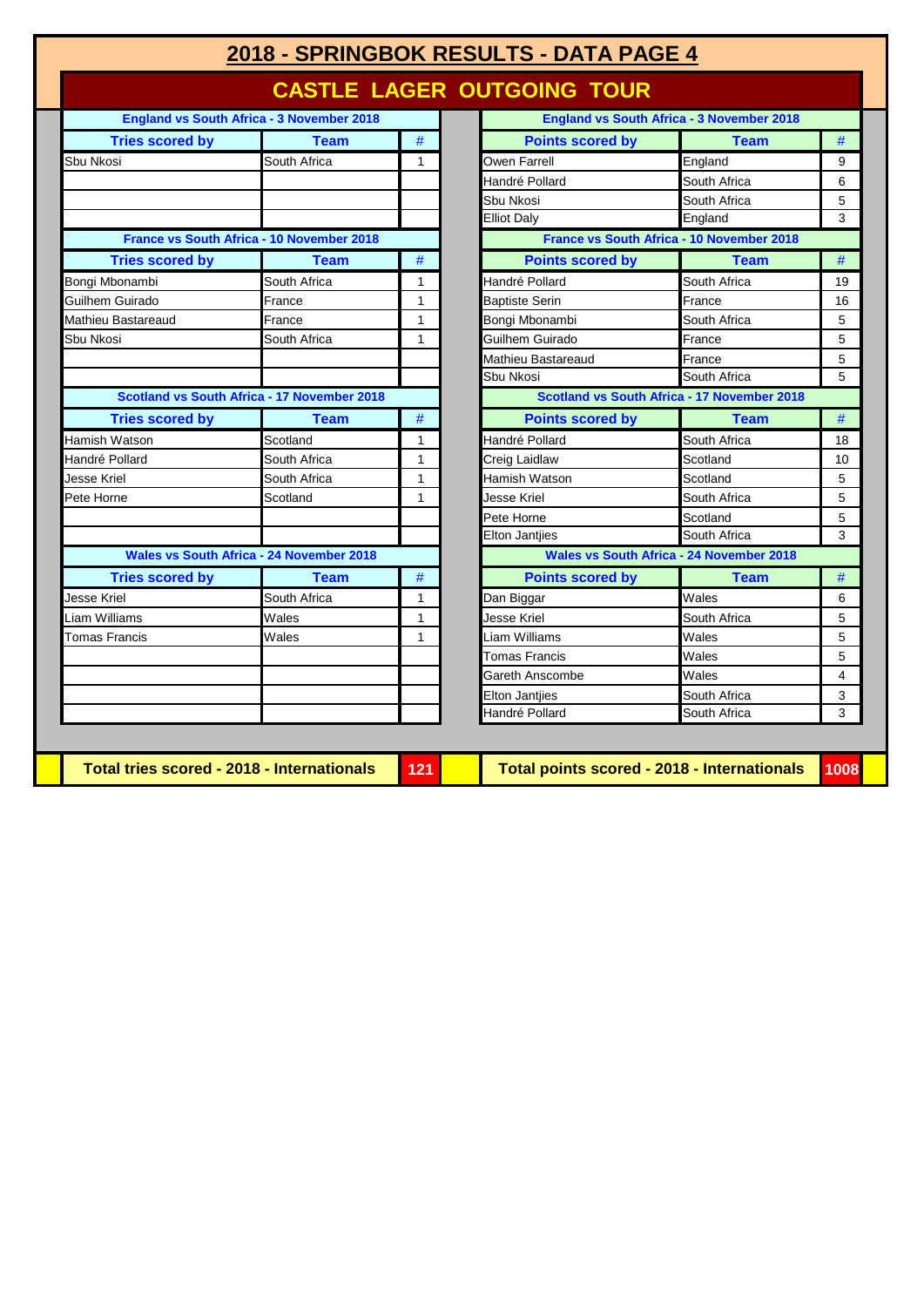# 2018 - SPRINGBOK RESULTS - DATA PAGE 4

## CASTLE LAGER OUTGOING TOUR

### England vs South Africa - 3 November 2018

| Tries scored by | Team | # |
|---|---|---|
| Sbu Nkosi | South Africa | 1 |

| Points scored by | Team | # |
|---|---|---|
| Owen Farrell | England | 9 |
| Handré Pollard | South Africa | 6 |
| Sbu Nkosi | South Africa | 5 |
| Elliot Daly | England | 3 |

### France vs South Africa - 10 November 2018

| Tries scored by | Team | # |
|---|---|---|
| Bongi Mbonambi | South Africa | 1 |
| Guilhem Guirado | France | 1 |
| Mathieu Bastareaud | France | 1 |
| Sbu Nkosi | South Africa | 1 |

| Points scored by | Team | # |
|---|---|---|
| Handré Pollard | South Africa | 19 |
| Baptiste Serin | France | 16 |
| Bongi Mbonambi | South Africa | 5 |
| Guilhem Guirado | France | 5 |
| Mathieu Bastareaud | France | 5 |
| Sbu Nkosi | South Africa | 5 |

### Scotland vs South Africa - 17 November 2018

| Tries scored by | Team | # |
|---|---|---|
| Hamish Watson | Scotland | 1 |
| Handré Pollard | South Africa | 1 |
| Jesse Kriel | South Africa | 1 |
| Pete Horne | Scotland | 1 |

| Points scored by | Team | # |
|---|---|---|
| Handré Pollard | South Africa | 18 |
| Creig Laidlaw | Scotland | 10 |
| Hamish Watson | Scotland | 5 |
| Jesse Kriel | South Africa | 5 |
| Pete Horne | Scotland | 5 |
| Elton Jantjies | South Africa | 3 |

### Wales vs South Africa - 24 November 2018

| Tries scored by | Team | # |
|---|---|---|
| Jesse Kriel | South Africa | 1 |
| Liam Williams | Wales | 1 |
| Tomas Francis | Wales | 1 |

| Points scored by | Team | # |
|---|---|---|
| Dan Biggar | Wales | 6 |
| Jesse Kriel | South Africa | 5 |
| Liam Williams | Wales | 5 |
| Tomas Francis | Wales | 5 |
| Gareth Anscombe | Wales | 4 |
| Elton Jantjies | South Africa | 3 |
| Handré Pollard | South Africa | 3 |

| Total tries scored - 2018 - Internationals | 121 |
|---|---|

| Total points scored - 2018 - Internationals | 1008 |
|---|---|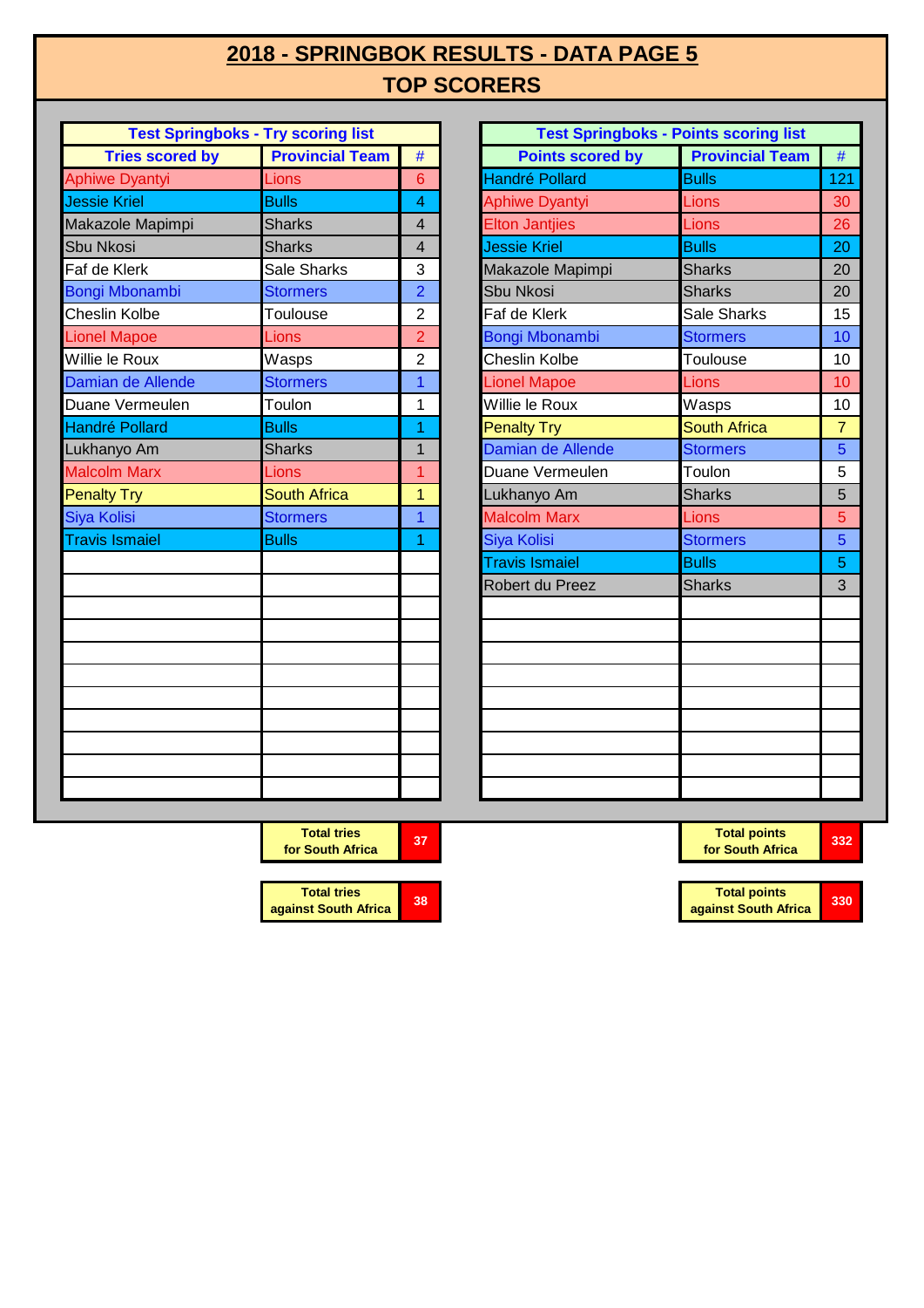# 2018 - SPRINGBOK RESULTS - DATA PAGE 5

## TOP SCORERS

| Test Springboks - Try scoring list | | |
|---|---|---|
| **Tries scored by** | **Provincial Team** | **#** |
| Aphiwe Dyantyi | Lions | 6 |
| Jessie Kriel | Bulls | 4 |
| Makazole Mapimpi | Sharks | 4 |
| Sbu Nkosi | Sharks | 4 |
| Faf de Klerk | Sale Sharks | 3 |
| Bongi Mbonambi | Stormers | 2 |
| Cheslin Kolbe | Toulouse | 2 |
| Lionel Mapoe | Lions | 2 |
| Willie le Roux | Wasps | 2 |
| Damian de Allende | Stormers | 1 |
| Duane Vermeulen | Toulon | 1 |
| Handré Pollard | Bulls | 1 |
| Lukhanyo Am | Sharks | 1 |
| Malcolm Marx | Lions | 1 |
| Penalty Try | South Africa | 1 |
| Siya Kolisi | Stormers | 1 |
| Travis Ismaiel | Bulls | 1 |

| Test Springboks - Points scoring list | | |
|---|---|---|
| **Points scored by** | **Provincial Team** | **#** |
| Handré Pollard | Bulls | 121 |
| Aphiwe Dyantyi | Lions | 30 |
| Elton Jantjies | Lions | 26 |
| Jessie Kriel | Bulls | 20 |
| Makazole Mapimpi | Sharks | 20 |
| Sbu Nkosi | Sharks | 20 |
| Faf de Klerk | Sale Sharks | 15 |
| Bongi Mbonambi | Stormers | 10 |
| Cheslin Kolbe | Toulouse | 10 |
| Lionel Mapoe | Lions | 10 |
| Willie le Roux | Wasps | 10 |
| Penalty Try | South Africa | 7 |
| Damian de Allende | Stormers | 5 |
| Duane Vermeulen | Toulon | 5 |
| Lukhanyo Am | Sharks | 5 |
| Malcolm Marx | Lions | 5 |
| Siya Kolisi | Stormers | 5 |
| Travis Ismaiel | Bulls | 5 |
| Robert du Preez | Sharks | 3 |

| | |
|---|---|
| **Total tries for South Africa** | 37 |
| **Total tries against South Africa** | 38 |
| **Total points for South Africa** | 332 |
| **Total points against South Africa** | 330 |